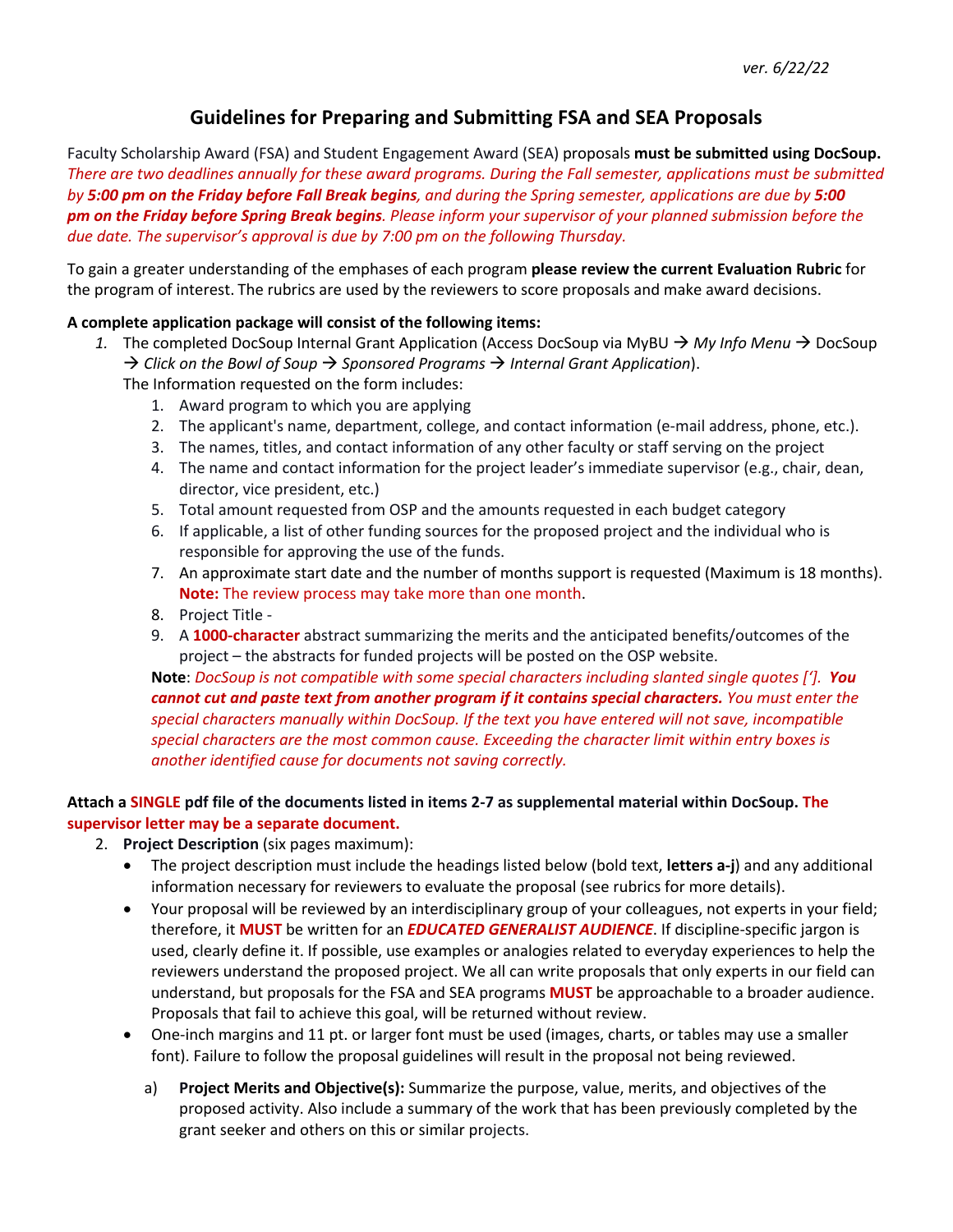*ver. 6/22/22*

# Guidelines for Preparing and Submitting FSA and SEA Proposals

Faculty Scholarship Award (FSA) and Student Engagement Award (SEA) proposals **must be submitted using DocSoup.** *There are two deadlines annually for these award programs. During the Fall semester, applications must be submitted by **5:00 pm on the Friday before Fall Break begins**, and during the Spring semester, applications are due by **5:00 pm on the Friday before Spring Break begins**. Please inform your supervisor of your planned submission before the due date. The supervisor's approval is due by 7:00 pm on the following Thursday.*

To gain a greater understanding of the emphases of each program **please review the current Evaluation Rubric** for the program of interest. The rubrics are used by the reviewers to score proposals and make award decisions.

**A complete application package will consist of the following items:**

1. The completed DocSoup Internal Grant Application (Access DocSoup via MyBU → *My Info Menu* → DocSoup → *Click on the Bowl of Soup* → *Sponsored Programs* → *Internal Grant Application*).
   The Information requested on the form includes:
   1. Award program to which you are applying
   2. The applicant's name, department, college, and contact information (e-mail address, phone, etc.).
   3. The names, titles, and contact information of any other faculty or staff serving on the project
   4. The name and contact information for the project leader's immediate supervisor (e.g., chair, dean, director, vice president, etc.)
   5. Total amount requested from OSP and the amounts requested in each budget category
   6. If applicable, a list of other funding sources for the proposed project and the individual who is responsible for approving the use of the funds.
   7. An approximate start date and the number of months support is requested (Maximum is 18 months). **Note:** The review process may take more than one month.
   8. Project Title -
   9. A **1000-character** abstract summarizing the merits and the anticipated benefits/outcomes of the project – the abstracts for funded projects will be posted on the OSP website.

   **Note**: *DocSoup is not compatible with some special characters including slanted single quotes [']. **You cannot cut and paste text from another program if it contains special characters.** You must enter the special characters manually within DocSoup. If the text you have entered will not save, incompatible special characters are the most common cause. Exceeding the character limit within entry boxes is another identified cause for documents not saving correctly.*

**Attach a SINGLE pdf file of the documents listed in items 2-7 as supplemental material within DocSoup. The supervisor letter may be a separate document.**

2. **Project Description** (six pages maximum):
   - The project description must include the headings listed below (bold text, **letters a-j**) and any additional information necessary for reviewers to evaluate the proposal (see rubrics for more details).
   - Your proposal will be reviewed by an interdisciplinary group of your colleagues, not experts in your field; therefore, it **MUST** be written for an ***EDUCATED GENERALIST AUDIENCE***. If discipline-specific jargon is used, clearly define it. If possible, use examples or analogies related to everyday experiences to help the reviewers understand the proposed project. We all can write proposals that only experts in our field can understand, but proposals for the FSA and SEA programs **MUST** be approachable to a broader audience. Proposals that fail to achieve this goal, will be returned without review.
   - One-inch margins and 11 pt. or larger font must be used (images, charts, or tables may use a smaller font). Failure to follow the proposal guidelines will result in the proposal not being reviewed.

   a) **Project Merits and Objective(s):** Summarize the purpose, value, merits, and objectives of the proposed activity. Also include a summary of the work that has been previously completed by the grant seeker and others on this or similar projects.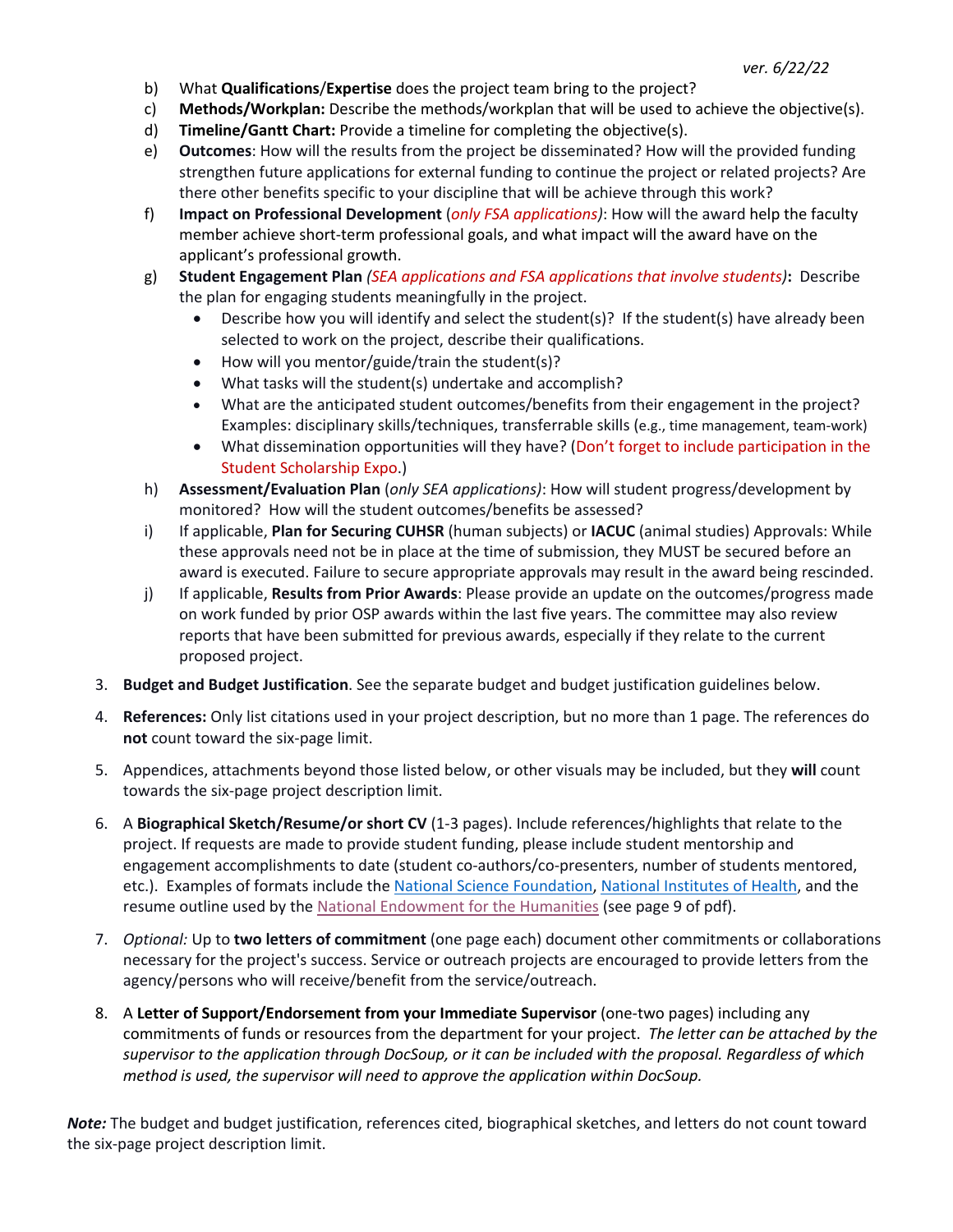b) What **Qualifications**/**Expertise** does the project team bring to the project?

c) **Methods/Workplan:** Describe the methods/workplan that will be used to achieve the objective(s).

d) **Timeline/Gantt Chart:** Provide a timeline for completing the objective(s).

e) **Outcomes**: How will the results from the project be disseminated? How will the provided funding strengthen future applications for external funding to continue the project or related projects? Are there other benefits specific to your discipline that will be achieve through this work?

f) **Impact on Professional Development** (*only FSA applications)*: How will the award help the faculty member achieve short-term professional goals, and what impact will the award have on the applicant's professional growth.

g) **Student Engagement Plan** *(SEA applications and FSA applications that involve students)***:** Describe the plan for engaging students meaningfully in the project.
   - Describe how you will identify and select the student(s)? If the student(s) have already been selected to work on the project, describe their qualifications.
   - How will you mentor/guide/train the student(s)?
   - What tasks will the student(s) undertake and accomplish?
   - What are the anticipated student outcomes/benefits from their engagement in the project? Examples: disciplinary skills/techniques, transferrable skills (e.g., time management, team-work)
   - What dissemination opportunities will they have? (Don't forget to include participation in the Student Scholarship Expo.)

h) **Assessment/Evaluation Plan** (*only SEA applications)*: How will student progress/development by monitored? How will the student outcomes/benefits be assessed?

i) If applicable, **Plan for Securing CUHSR** (human subjects) or **IACUC** (animal studies) Approvals: While these approvals need not be in place at the time of submission, they MUST be secured before an award is executed. Failure to secure appropriate approvals may result in the award being rescinded.

j) If applicable, **Results from Prior Awards**: Please provide an update on the outcomes/progress made on work funded by prior OSP awards within the last five years. The committee may also review reports that have been submitted for previous awards, especially if they relate to the current proposed project.

3. **Budget and Budget Justification**. See the separate budget and budget justification guidelines below.

4. **References:** Only list citations used in your project description, but no more than 1 page. The references do **not** count toward the six-page limit.

5. Appendices, attachments beyond those listed below, or other visuals may be included, but they **will** count towards the six-page project description limit.

6. A **Biographical Sketch/Resume/or short CV** (1-3 pages). Include references/highlights that relate to the project. If requests are made to provide student funding, please include student mentorship and engagement accomplishments to date (student co-authors/co-presenters, number of students mentored, etc.). Examples of formats include the National Science Foundation, National Institutes of Health, and the resume outline used by the National Endowment for the Humanities (see page 9 of pdf).

7. *Optional:* Up to **two letters of commitment** (one page each) document other commitments or collaborations necessary for the project's success. Service or outreach projects are encouraged to provide letters from the agency/persons who will receive/benefit from the service/outreach.

8. A **Letter of Support/Endorsement from your Immediate Supervisor** (one-two pages) including any commitments of funds or resources from the department for your project. *The letter can be attached by the supervisor to the application through DocSoup, or it can be included with the proposal. Regardless of which method is used, the supervisor will need to approve the application within DocSoup.*

***Note:*** The budget and budget justification, references cited, biographical sketches, and letters do not count toward the six-page project description limit.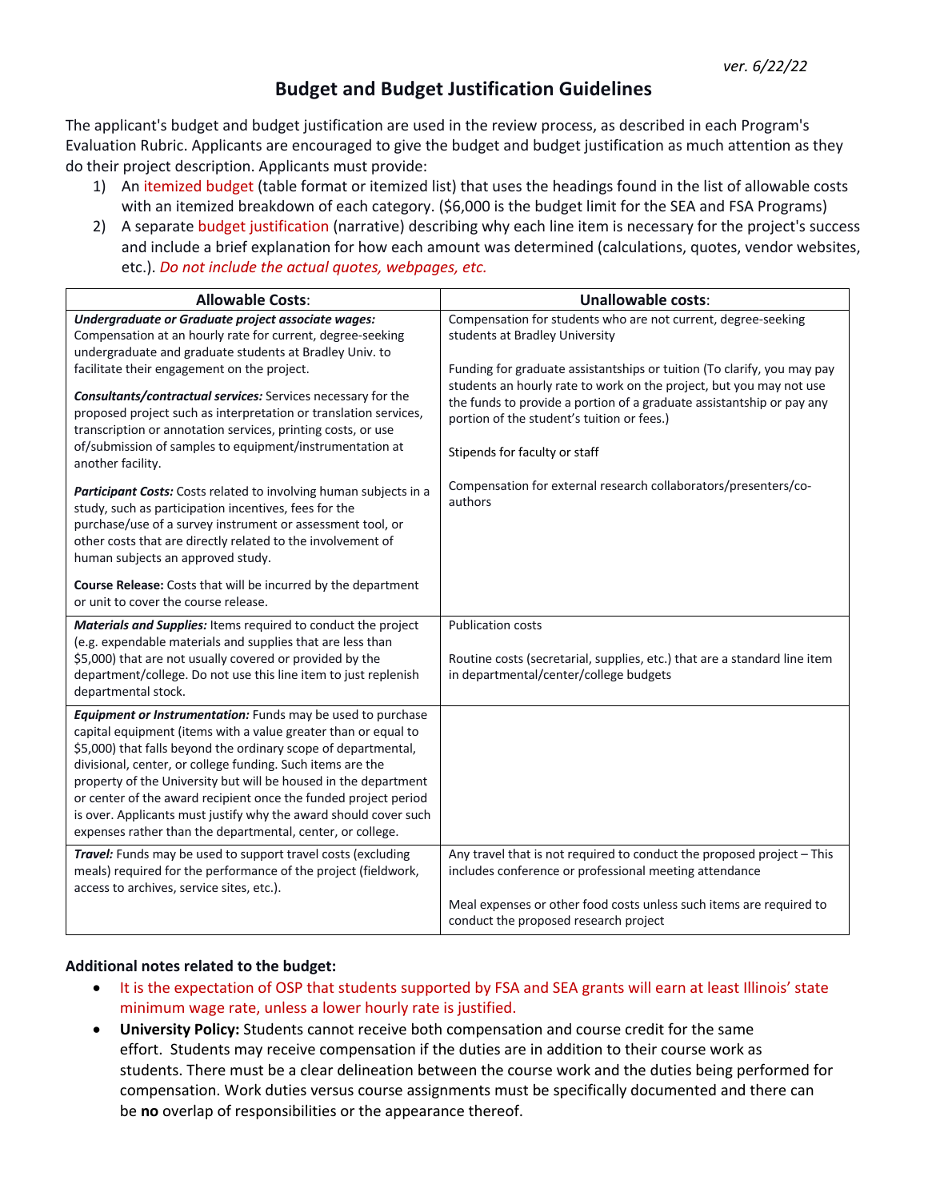*ver. 6/22/22*

# Budget and Budget Justification Guidelines

The applicant's budget and budget justification are used in the review process, as described in each Program's Evaluation Rubric. Applicants are encouraged to give the budget and budget justification as much attention as they do their project description. Applicants must provide:

1) An itemized budget (table format or itemized list) that uses the headings found in the list of allowable costs with an itemized breakdown of each category. ($6,000 is the budget limit for the SEA and FSA Programs)
2) A separate budget justification (narrative) describing why each line item is necessary for the project's success and include a brief explanation for how each amount was determined (calculations, quotes, vendor websites, etc.). *Do not include the actual quotes, webpages, etc.*

| **Allowable Costs**: | **Unallowable costs**: |
|---|---|
| ***Undergraduate or Graduate project associate wages:*** Compensation at an hourly rate for current, degree-seeking undergraduate and graduate students at Bradley Univ. to facilitate their engagement on the project.<br><br>***Consultants/contractual services:*** Services necessary for the proposed project such as interpretation or translation services, transcription or annotation services, printing costs, or use of/submission of samples to equipment/instrumentation at another facility.<br><br>***Participant Costs:*** Costs related to involving human subjects in a study, such as participation incentives, fees for the purchase/use of a survey instrument or assessment tool, or other costs that are directly related to the involvement of human subjects an approved study.<br><br>**Course Release:** Costs that will be incurred by the department or unit to cover the course release. | Compensation for students who are not current, degree-seeking students at Bradley University<br><br>Funding for graduate assistantships or tuition (To clarify, you may pay students an hourly rate to work on the project, but you may not use the funds to provide a portion of a graduate assistantship or pay any portion of the student's tuition or fees.)<br><br>Stipends for faculty or staff<br><br>Compensation for external research collaborators/presenters/co-authors |
| ***Materials and Supplies:*** Items required to conduct the project (e.g. expendable materials and supplies that are less than $5,000) that are not usually covered or provided by the department/college. Do not use this line item to just replenish departmental stock. | Publication costs<br><br>Routine costs (secretarial, supplies, etc.) that are a standard line item in departmental/center/college budgets |
| ***Equipment or Instrumentation:*** Funds may be used to purchase capital equipment (items with a value greater than or equal to $5,000) that falls beyond the ordinary scope of departmental, divisional, center, or college funding. Such items are the property of the University but will be housed in the department or center of the award recipient once the funded project period is over. Applicants must justify why the award should cover such expenses rather than the departmental, center, or college. | |
| ***Travel:*** Funds may be used to support travel costs (excluding meals) required for the performance of the project (fieldwork, access to archives, service sites, etc.). | Any travel that is not required to conduct the proposed project – This includes conference or professional meeting attendance<br><br>Meal expenses or other food costs unless such items are required to conduct the proposed research project |

**Additional notes related to the budget:**

- It is the expectation of OSP that students supported by FSA and SEA grants will earn at least Illinois' state minimum wage rate, unless a lower hourly rate is justified.
- **University Policy:** Students cannot receive both compensation and course credit for the same effort. Students may receive compensation if the duties are in addition to their course work as students. There must be a clear delineation between the course work and the duties being performed for compensation. Work duties versus course assignments must be specifically documented and there can be **no** overlap of responsibilities or the appearance thereof.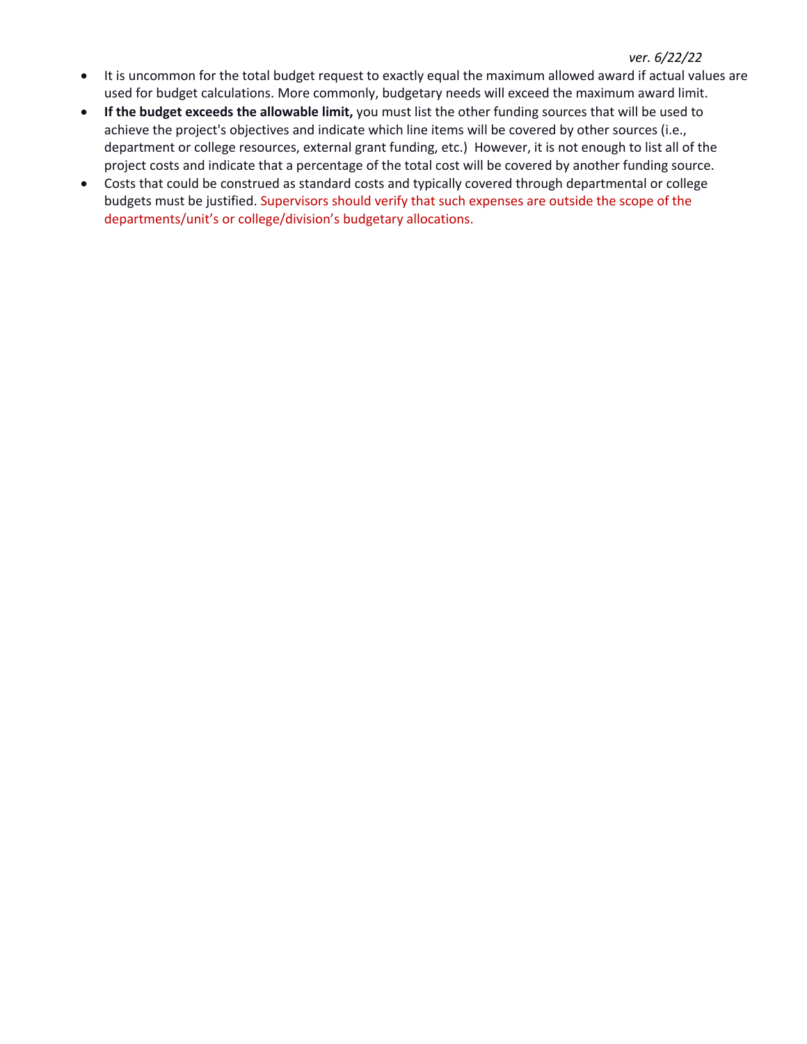- It is uncommon for the total budget request to exactly equal the maximum allowed award if actual values are used for budget calculations. More commonly, budgetary needs will exceed the maximum award limit.
- **If the budget exceeds the allowable limit,** you must list the other funding sources that will be used to achieve the project's objectives and indicate which line items will be covered by other sources (i.e., department or college resources, external grant funding, etc.) However, it is not enough to list all of the project costs and indicate that a percentage of the total cost will be covered by another funding source.
- Costs that could be construed as standard costs and typically covered through departmental or college budgets must be justified. Supervisors should verify that such expenses are outside the scope of the departments/unit's or college/division's budgetary allocations.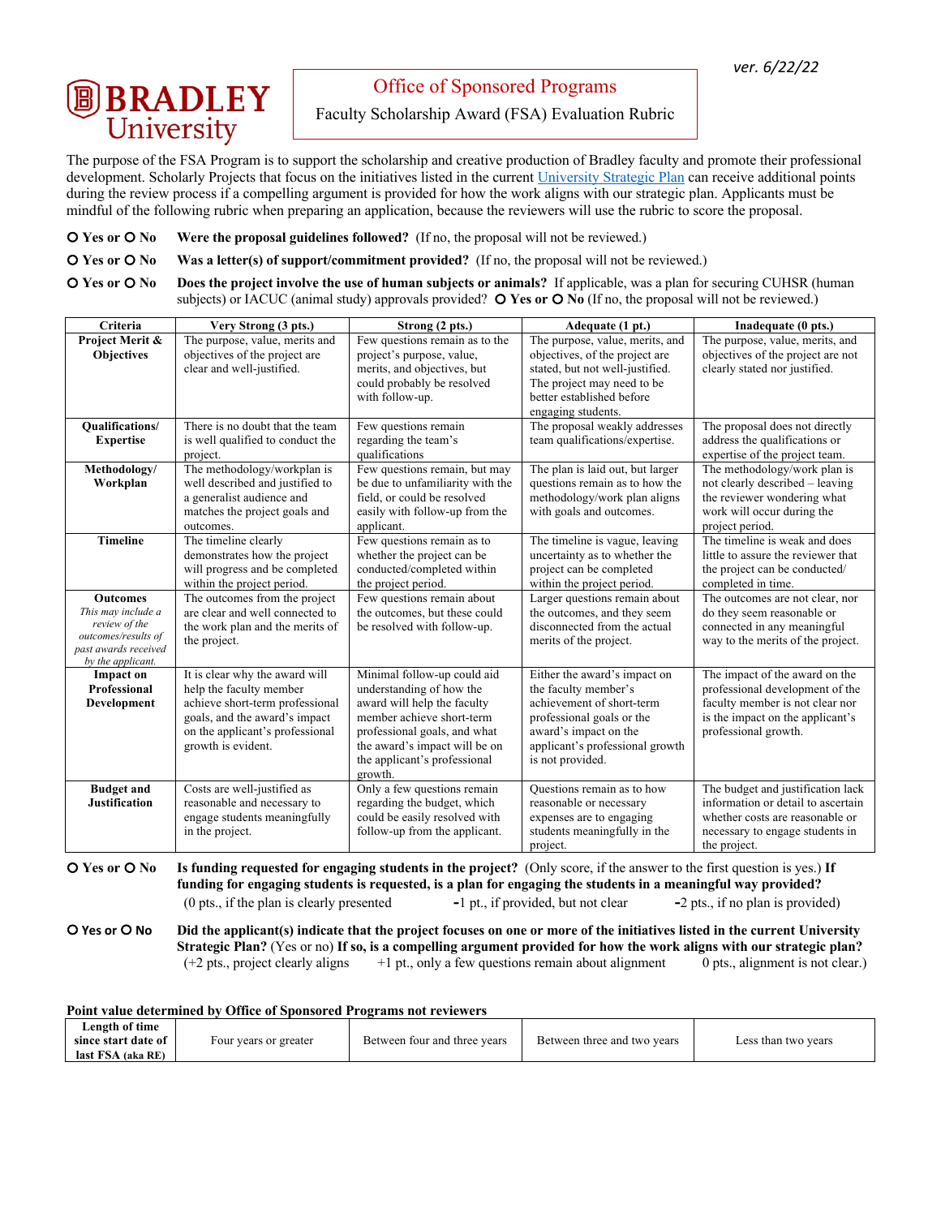ver. 6/22/22

**BRADLEY University**

## Office of Sponsored Programs

### Faculty Scholarship Award (FSA) Evaluation Rubric

The purpose of the FSA Program is to support the scholarship and creative production of Bradley faculty and promote their professional development. Scholarly Projects that focus on the initiatives listed in the current University Strategic Plan can receive additional points during the review process if a compelling argument is provided for how the work aligns with our strategic plan. Applicants must be mindful of the following rubric when preparing an application, because the reviewers will use the rubric to score the proposal.

○ Yes or ○ No **Were the proposal guidelines followed?** (If no, the proposal will not be reviewed.)

○ Yes or ○ No **Was a letter(s) of support/commitment provided?** (If no, the proposal will not be reviewed.)

○ Yes or ○ No **Does the project involve the use of human subjects or animals?** If applicable, was a plan for securing CUHSR (human subjects) or IACUC (animal study) approvals provided? ○ Yes or ○ No (If no, the proposal will not be reviewed.)

| Criteria | Very Strong (3 pts.) | Strong (2 pts.) | Adequate (1 pt.) | Inadequate (0 pts.) |
|---|---|---|---|---|
| **Project Merit & Objectives** | The purpose, value, merits and objectives of the project are clear and well-justified. | Few questions remain as to the project's purpose, value, merits, and objectives, but could probably be resolved with follow-up. | The purpose, value, merits, and objectives, of the project are stated, but not well-justified. The project may need to be better established before engaging students. | The purpose, value, merits, and objectives of the project are not clearly stated nor justified. |
| **Qualifications/ Expertise** | There is no doubt that the team is well qualified to conduct the project. | Few questions remain regarding the team's qualifications | The proposal weakly addresses team qualifications/expertise. | The proposal does not directly address the qualifications or expertise of the project team. |
| **Methodology/ Workplan** | The methodology/workplan is well described and justified to a generalist audience and matches the project goals and outcomes. | Few questions remain, but may be due to unfamiliarity with the field, or could be resolved easily with follow-up from the applicant. | The plan is laid out, but larger questions remain as to how the methodology/work plan aligns with goals and outcomes. | The methodology/work plan is not clearly described – leaving the reviewer wondering what work will occur during the project period. |
| **Timeline** | The timeline clearly demonstrates how the project will progress and be completed within the project period. | Few questions remain as to whether the project can be conducted/completed within the project period. | The timeline is vague, leaving uncertainty as to whether the project can be completed within the project period. | The timeline is weak and does little to assure the reviewer that the project can be conducted/ completed in time. |
| **Outcomes** *This may include a review of the outcomes/results of past awards received by the applicant.* | The outcomes from the project are clear and well connected to the work plan and the merits of the project. | Few questions remain about the outcomes, but these could be resolved with follow-up. | Larger questions remain about the outcomes, and they seem disconnected from the actual merits of the project. | The outcomes are not clear, nor do they seem reasonable or connected in any meaningful way to the merits of the project. |
| **Impact on Professional Development** | It is clear why the award will help the faculty member achieve short-term professional goals, and the award's impact on the applicant's professional growth is evident. | Minimal follow-up could aid understanding of how the award will help the faculty member achieve short-term professional goals, and what the award's impact will be on the applicant's professional growth. | Either the award's impact on the faculty member's achievement of short-term professional goals or the award's impact on the applicant's professional growth is not provided. | The impact of the award on the professional development of the faculty member is not clear nor is the impact on the applicant's professional growth. |
| **Budget and Justification** | Costs are well-justified as reasonable and necessary to engage students meaningfully in the project. | Only a few questions remain regarding the budget, which could be easily resolved with follow-up from the applicant. | Questions remain as to how reasonable or necessary expenses are to engaging students meaningfully in the project. | The budget and justification lack information or detail to ascertain whether costs are reasonable or necessary to engage students in the project. |

○ Yes or ○ No **Is funding requested for engaging students in the project?** (Only score, if the answer to the first question is yes.) **If funding for engaging students is requested, is a plan for engaging the students in a meaningful way provided?**
(0 pts., if the plan is clearly presented -1 pt., if provided, but not clear -2 pts., if no plan is provided)

○ Yes or ○ No **Did the applicant(s) indicate that the project focuses on one or more of the initiatives listed in the current University Strategic Plan?** (Yes or no) **If so, is a compelling argument is provided for how the work aligns with our strategic plan?**
(+2 pts., project clearly aligns +1 pt., only a few questions remain about alignment 0 pts., alignment is not clear.)

**Point value determined by Office of Sponsored Programs not reviewers**

| **Length of time since start date of last FSA** (aka RE) | Four years or greater | Between four and three years | Between three and two years | Less than two years |
|---|---|---|---|---|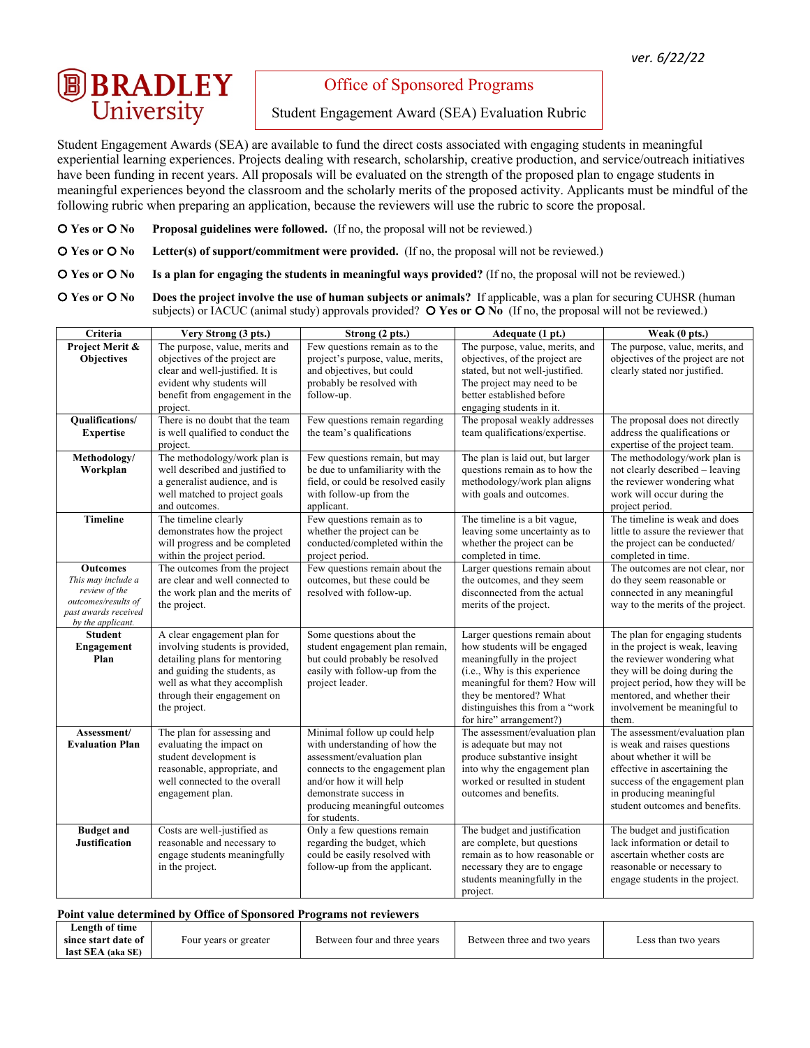ver. 6/22/22

**BRADLEY University**

# Office of Sponsored Programs

## Student Engagement Award (SEA) Evaluation Rubric

Student Engagement Awards (SEA) are available to fund the direct costs associated with engaging students in meaningful experiential learning experiences. Projects dealing with research, scholarship, creative production, and service/outreach initiatives have been funding in recent years. All proposals will be evaluated on the strength of the proposed plan to engage students in meaningful experiences beyond the classroom and the scholarly merits of the proposed activity. Applicants must be mindful of the following rubric when preparing an application, because the reviewers will use the rubric to score the proposal.

- ○ Yes or ○ No **Proposal guidelines were followed.** (If no, the proposal will not be reviewed.)
- ○ Yes or ○ No **Letter(s) of support/commitment were provided.** (If no, the proposal will not be reviewed.)
- ○ Yes or ○ No **Is a plan for engaging the students in meaningful ways provided?** (If no, the proposal will not be reviewed.)
- ○ Yes or ○ No **Does the project involve the use of human subjects or animals?** If applicable, was a plan for securing CUHSR (human subjects) or IACUC (animal study) approvals provided? **○ Yes or ○ No** (If no, the proposal will not be reviewed.)

| Criteria | Very Strong (3 pts.) | Strong (2 pts.) | Adequate (1 pt.) | Weak (0 pts.) |
|---|---|---|---|---|
| **Project Merit & Objectives** | The purpose, value, merits and objectives of the project are clear and well-justified. It is evident why students will benefit from engagement in the project. | Few questions remain as to the project's purpose, value, merits, and objectives, but could probably be resolved with follow-up. | The purpose, value, merits, and objectives, of the project are stated, but not well-justified. The project may need to be better established before engaging students in it. | The purpose, value, merits, and objectives of the project are not clearly stated nor justified. |
| **Qualifications/ Expertise** | There is no doubt that the team is well qualified to conduct the project. | Few questions remain regarding the team's qualifications | The proposal weakly addresses team qualifications/expertise. | The proposal does not directly address the qualifications or expertise of the project team. |
| **Methodology/ Workplan** | The methodology/work plan is well described and justified to a generalist audience, and is well matched to project goals and outcomes. | Few questions remain, but may be due to unfamiliarity with the field, or could be resolved easily with follow-up from the applicant. | The plan is laid out, but larger questions remain as to how the methodology/work plan aligns with goals and outcomes. | The methodology/work plan is not clearly described – leaving the reviewer wondering what work will occur during the project period. |
| **Timeline** | The timeline clearly demonstrates how the project will progress and be completed within the project period. | Few questions remain as to whether the project can be conducted/completed within the project period. | The timeline is a bit vague, leaving some uncertainty as to whether the project can be completed in time. | The timeline is weak and does little to assure the reviewer that the project can be conducted/ completed in time. |
| **Outcomes** *This may include a review of the outcomes/results of past awards received by the applicant.* | The outcomes from the project are clear and well connected to the work plan and the merits of the project. | Few questions remain about the outcomes, but these could be resolved with follow-up. | Larger questions remain about the outcomes, and they seem disconnected from the actual merits of the project. | The outcomes are not clear, nor do they seem reasonable or connected in any meaningful way to the merits of the project. |
| **Student Engagement Plan** | A clear engagement plan for involving students is provided, detailing plans for mentoring and guiding the students, as well as what they accomplish through their engagement on the project. | Some questions about the student engagement plan remain, but could probably be resolved easily with follow-up from the project leader. | Larger questions remain about how students will be engaged meaningfully in the project (i.e., Why is this experience meaningful for them? How will they be mentored? What distinguishes this from a "work for hire" arrangement?) | The plan for engaging students in the project is weak, leaving the reviewer wondering what they will be doing during the project period, how they will be mentored, and whether their involvement be meaningful to them. |
| **Assessment/ Evaluation Plan** | The plan for assessing and evaluating the impact on student development is reasonable, appropriate, and well connected to the overall engagement plan. | Minimal follow up could help with understanding of how the assessment/evaluation plan connects to the engagement plan and/or how it will help demonstrate success in producing meaningful outcomes for students. | The assessment/evaluation plan is adequate but may not produce substantive insight into why the engagement plan worked or resulted in student outcomes and benefits. | The assessment/evaluation plan is weak and raises questions about whether it will be effective in ascertaining the success of the engagement plan in producing meaningful student outcomes and benefits. |
| **Budget and Justification** | Costs are well-justified as reasonable and necessary to engage students meaningfully in the project. | Only a few questions remain regarding the budget, which could be easily resolved with follow-up from the applicant. | The budget and justification are complete, but questions remain as to how reasonable or necessary they are to engage students meaningfully in the project. | The budget and justification lack information or detail to ascertain whether costs are reasonable or necessary to engage students in the project. |

**Point value determined by Office of Sponsored Programs not reviewers**

| | | | | |
|---|---|---|---|---|
| **Length of time since start date of last SEA** (aka SE) | Four years or greater | Between four and three years | Between three and two years | Less than two years |